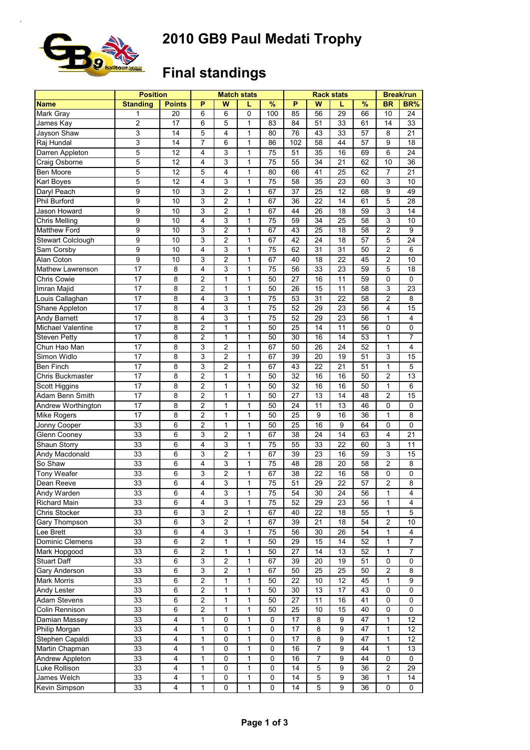# 2010 GB9 Paul Medati Trophy

## Final standings

| | Position | | Match stats | | | | Rack stats | | | | Break/run | |
|---|---|---|---|---|---|---|---|---|---|---|---|---|
| **Name** | **Standing** | **Points** | **P** | **W** | **L** | **%** | **P** | **W** | **L** | **%** | **BR** | **BR%** |
| Mark Gray | 1 | 20 | 6 | 6 | 0 | 100 | 85 | 56 | 29 | 66 | 10 | 24 |
| James Kay | 2 | 17 | 6 | 5 | 1 | 83 | 84 | 51 | 33 | 61 | 14 | 33 |
| Jayson Shaw | 3 | 14 | 5 | 4 | 1 | 80 | 76 | 43 | 33 | 57 | 8 | 21 |
| Raj Hundal | 3 | 14 | 7 | 6 | 1 | 86 | 102 | 58 | 44 | 57 | 9 | 18 |
| Darren Appleton | 5 | 12 | 4 | 3 | 1 | 75 | 51 | 35 | 16 | 69 | 6 | 24 |
| Craig Osborne | 5 | 12 | 4 | 3 | 1 | 75 | 55 | 34 | 21 | 62 | 10 | 36 |
| Ben Moore | 5 | 12 | 5 | 4 | 1 | 80 | 66 | 41 | 25 | 62 | 7 | 21 |
| Karl Boyes | 5 | 12 | 4 | 3 | 1 | 75 | 58 | 35 | 23 | 60 | 3 | 10 |
| Daryl Peach | 9 | 10 | 3 | 2 | 1 | 67 | 37 | 25 | 12 | 68 | 9 | 49 |
| Phil Burford | 9 | 10 | 3 | 2 | 1 | 67 | 36 | 22 | 14 | 61 | 5 | 28 |
| Jason Howard | 9 | 10 | 3 | 2 | 1 | 67 | 44 | 26 | 18 | 59 | 3 | 14 |
| Chris Melling | 9 | 10 | 4 | 3 | 1 | 75 | 59 | 34 | 25 | 58 | 3 | 10 |
| Matthew Ford | 9 | 10 | 3 | 2 | 1 | 67 | 43 | 25 | 18 | 58 | 2 | 9 |
| Stewart Colclough | 9 | 10 | 3 | 2 | 1 | 67 | 42 | 24 | 18 | 57 | 5 | 24 |
| Sam Corsby | 9 | 10 | 4 | 3 | 1 | 75 | 62 | 31 | 31 | 50 | 2 | 6 |
| Alan Coton | 9 | 10 | 3 | 2 | 1 | 67 | 40 | 18 | 22 | 45 | 2 | 10 |
| Mathew Lawrenson | 17 | 8 | 4 | 3 | 1 | 75 | 56 | 33 | 23 | 59 | 5 | 18 |
| Chris Cowie | 17 | 8 | 2 | 1 | 1 | 50 | 27 | 16 | 11 | 59 | 0 | 0 |
| Imran Majid | 17 | 8 | 2 | 1 | 1 | 50 | 26 | 15 | 11 | 58 | 3 | 23 |
| Louis Callaghan | 17 | 8 | 4 | 3 | 1 | 75 | 53 | 31 | 22 | 58 | 2 | 8 |
| Shane Appleton | 17 | 8 | 4 | 3 | 1 | 75 | 52 | 29 | 23 | 56 | 4 | 15 |
| Andy Barnett | 17 | 8 | 4 | 3 | 1 | 75 | 52 | 29 | 23 | 56 | 1 | 4 |
| Michael Valentine | 17 | 8 | 2 | 1 | 1 | 50 | 25 | 14 | 11 | 56 | 0 | 0 |
| Steven Petty | 17 | 8 | 2 | 1 | 1 | 50 | 30 | 16 | 14 | 53 | 1 | 7 |
| Chun Hao Man | 17 | 8 | 3 | 2 | 1 | 67 | 50 | 26 | 24 | 52 | 1 | 4 |
| Simon Widlo | 17 | 8 | 3 | 2 | 1 | 67 | 39 | 20 | 19 | 51 | 3 | 15 |
| Ben Finch | 17 | 8 | 3 | 2 | 1 | 67 | 43 | 22 | 21 | 51 | 1 | 5 |
| Chris Buckmaster | 17 | 8 | 2 | 1 | 1 | 50 | 32 | 16 | 16 | 50 | 2 | 13 |
| Scott Higgins | 17 | 8 | 2 | 1 | 1 | 50 | 32 | 16 | 16 | 50 | 1 | 6 |
| Adam Benn Smith | 17 | 8 | 2 | 1 | 1 | 50 | 27 | 13 | 14 | 48 | 2 | 15 |
| Andrew Worthington | 17 | 8 | 2 | 1 | 1 | 50 | 24 | 11 | 13 | 46 | 0 | 0 |
| Mike Rogers | 17 | 8 | 2 | 1 | 1 | 50 | 25 | 9 | 16 | 36 | 1 | 8 |
| Jonny Cooper | 33 | 6 | 2 | 1 | 1 | 50 | 25 | 16 | 9 | 64 | 0 | 0 |
| Glenn Cooney | 33 | 6 | 3 | 2 | 1 | 67 | 38 | 24 | 14 | 63 | 4 | 21 |
| Shaun Storry | 33 | 6 | 4 | 3 | 1 | 75 | 55 | 33 | 22 | 60 | 3 | 11 |
| Andy Macdonald | 33 | 6 | 3 | 2 | 1 | 67 | 39 | 23 | 16 | 59 | 3 | 15 |
| So Shaw | 33 | 6 | 4 | 3 | 1 | 75 | 48 | 28 | 20 | 58 | 2 | 8 |
| Tony Weafer | 33 | 6 | 3 | 2 | 1 | 67 | 38 | 22 | 16 | 58 | 0 | 0 |
| Dean Reeve | 33 | 6 | 4 | 3 | 1 | 75 | 51 | 29 | 22 | 57 | 2 | 8 |
| Andy Warden | 33 | 6 | 4 | 3 | 1 | 75 | 54 | 30 | 24 | 56 | 1 | 4 |
| Richard Main | 33 | 6 | 4 | 3 | 1 | 75 | 52 | 29 | 23 | 56 | 1 | 4 |
| Chris Stocker | 33 | 6 | 3 | 2 | 1 | 67 | 40 | 22 | 18 | 55 | 1 | 5 |
| Gary Thompson | 33 | 6 | 3 | 2 | 1 | 67 | 39 | 21 | 18 | 54 | 2 | 10 |
| Lee Brett | 33 | 6 | 4 | 3 | 1 | 75 | 56 | 30 | 26 | 54 | 1 | 4 |
| Dominic Clemens | 33 | 6 | 2 | 1 | 1 | 50 | 29 | 15 | 14 | 52 | 1 | 7 |
| Mark Hopgood | 33 | 6 | 2 | 1 | 1 | 50 | 27 | 14 | 13 | 52 | 1 | 7 |
| Stuart Daff | 33 | 6 | 3 | 2 | 1 | 67 | 39 | 20 | 19 | 51 | 0 | 0 |
| Gary Anderson | 33 | 6 | 3 | 2 | 1 | 67 | 50 | 25 | 25 | 50 | 2 | 8 |
| Mark Morris | 33 | 6 | 2 | 1 | 1 | 50 | 22 | 10 | 12 | 45 | 1 | 9 |
| Andy Lester | 33 | 6 | 2 | 1 | 1 | 50 | 30 | 13 | 17 | 43 | 0 | 0 |
| Adam Stevens | 33 | 6 | 2 | 1 | 1 | 50 | 27 | 11 | 16 | 41 | 0 | 0 |
| Colin Rennison | 33 | 6 | 2 | 1 | 1 | 50 | 25 | 10 | 15 | 40 | 0 | 0 |
| Damian Massey | 33 | 4 | 1 | 0 | 1 | 0 | 17 | 8 | 9 | 47 | 1 | 12 |
| Philip Morgan | 33 | 4 | 1 | 0 | 1 | 0 | 17 | 8 | 9 | 47 | 1 | 12 |
| Stephen Capaldi | 33 | 4 | 1 | 0 | 1 | 0 | 17 | 8 | 9 | 47 | 1 | 12 |
| Martin Chapman | 33 | 4 | 1 | 0 | 1 | 0 | 16 | 7 | 9 | 44 | 1 | 13 |
| Andrew Appleton | 33 | 4 | 1 | 0 | 1 | 0 | 16 | 7 | 9 | 44 | 0 | 0 |
| Luke Rollison | 33 | 4 | 1 | 0 | 1 | 0 | 14 | 5 | 9 | 36 | 2 | 29 |
| James Welch | 33 | 4 | 1 | 0 | 1 | 0 | 14 | 5 | 9 | 36 | 1 | 14 |
| Kevin Simpson | 33 | 4 | 1 | 0 | 1 | 0 | 14 | 5 | 9 | 36 | 0 | 0 |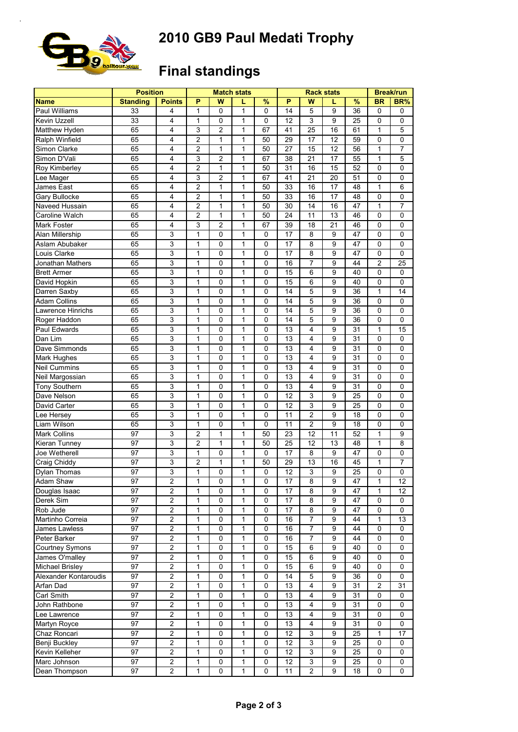# 2010 GB9 Paul Medati Trophy

## Final standings

| | Position | | Match stats | | | | Rack stats | | | | Break/run | |
|---|---|---|---|---|---|---|---|---|---|---|---|---|
| **Name** | **Standing** | **Points** | **P** | **W** | **L** | **%** | **P** | **W** | **L** | **%** | **BR** | **BR%** |
| Paul Williams | 33 | 4 | 1 | 0 | 1 | 0 | 14 | 5 | 9 | 36 | 0 | 0 |
| Kevin Uzzell | 33 | 4 | 1 | 0 | 1 | 0 | 12 | 3 | 9 | 25 | 0 | 0 |
| Matthew Hyden | 65 | 4 | 3 | 2 | 1 | 67 | 41 | 25 | 16 | 61 | 1 | 5 |
| Ralph Winfield | 65 | 4 | 2 | 1 | 1 | 50 | 29 | 17 | 12 | 59 | 0 | 0 |
| Simon Clarke | 65 | 4 | 2 | 1 | 1 | 50 | 27 | 15 | 12 | 56 | 1 | 7 |
| Simon D'Vali | 65 | 4 | 3 | 2 | 1 | 67 | 38 | 21 | 17 | 55 | 1 | 5 |
| Roy Kimberley | 65 | 4 | 2 | 1 | 1 | 50 | 31 | 16 | 15 | 52 | 0 | 0 |
| Lee Mager | 65 | 4 | 3 | 2 | 1 | 67 | 41 | 21 | 20 | 51 | 0 | 0 |
| James East | 65 | 4 | 2 | 1 | 1 | 50 | 33 | 16 | 17 | 48 | 1 | 6 |
| Gary Bullocke | 65 | 4 | 2 | 1 | 1 | 50 | 33 | 16 | 17 | 48 | 0 | 0 |
| Naveed Hussain | 65 | 4 | 2 | 1 | 1 | 50 | 30 | 14 | 16 | 47 | 1 | 7 |
| Caroline Walch | 65 | 4 | 2 | 1 | 1 | 50 | 24 | 11 | 13 | 46 | 0 | 0 |
| Mark Foster | 65 | 4 | 3 | 2 | 1 | 67 | 39 | 18 | 21 | 46 | 0 | 0 |
| Alan Millership | 65 | 3 | 1 | 0 | 1 | 0 | 17 | 8 | 9 | 47 | 0 | 0 |
| Aslam Abubaker | 65 | 3 | 1 | 0 | 1 | 0 | 17 | 8 | 9 | 47 | 0 | 0 |
| Louis Clarke | 65 | 3 | 1 | 0 | 1 | 0 | 17 | 8 | 9 | 47 | 0 | 0 |
| Jonathan Mathers | 65 | 3 | 1 | 0 | 1 | 0 | 16 | 7 | 9 | 44 | 2 | 25 |
| Brett Armer | 65 | 3 | 1 | 0 | 1 | 0 | 15 | 6 | 9 | 40 | 0 | 0 |
| David Hopkin | 65 | 3 | 1 | 0 | 1 | 0 | 15 | 6 | 9 | 40 | 0 | 0 |
| Darren Saxby | 65 | 3 | 1 | 0 | 1 | 0 | 14 | 5 | 9 | 36 | 1 | 14 |
| Adam Collins | 65 | 3 | 1 | 0 | 1 | 0 | 14 | 5 | 9 | 36 | 0 | 0 |
| Lawrence Hinrichs | 65 | 3 | 1 | 0 | 1 | 0 | 14 | 5 | 9 | 36 | 0 | 0 |
| Roger Haddon | 65 | 3 | 1 | 0 | 1 | 0 | 14 | 5 | 9 | 36 | 0 | 0 |
| Paul Edwards | 65 | 3 | 1 | 0 | 1 | 0 | 13 | 4 | 9 | 31 | 1 | 15 |
| Dan Lim | 65 | 3 | 1 | 0 | 1 | 0 | 13 | 4 | 9 | 31 | 0 | 0 |
| Dave Simmonds | 65 | 3 | 1 | 0 | 1 | 0 | 13 | 4 | 9 | 31 | 0 | 0 |
| Mark Hughes | 65 | 3 | 1 | 0 | 1 | 0 | 13 | 4 | 9 | 31 | 0 | 0 |
| Neil Cummins | 65 | 3 | 1 | 0 | 1 | 0 | 13 | 4 | 9 | 31 | 0 | 0 |
| Neil Margossian | 65 | 3 | 1 | 0 | 1 | 0 | 13 | 4 | 9 | 31 | 0 | 0 |
| Tony Southern | 65 | 3 | 1 | 0 | 1 | 0 | 13 | 4 | 9 | 31 | 0 | 0 |
| Dave Nelson | 65 | 3 | 1 | 0 | 1 | 0 | 12 | 3 | 9 | 25 | 0 | 0 |
| David Carter | 65 | 3 | 1 | 0 | 1 | 0 | 12 | 3 | 9 | 25 | 0 | 0 |
| Lee Hersey | 65 | 3 | 1 | 0 | 1 | 0 | 11 | 2 | 9 | 18 | 0 | 0 |
| Liam Wilson | 65 | 3 | 1 | 0 | 1 | 0 | 11 | 2 | 9 | 18 | 0 | 0 |
| Mark Collins | 97 | 3 | 2 | 1 | 1 | 50 | 23 | 12 | 11 | 52 | 1 | 9 |
| Kieran Tunney | 97 | 3 | 2 | 1 | 1 | 50 | 25 | 12 | 13 | 48 | 1 | 8 |
| Joe Wetherell | 97 | 3 | 1 | 0 | 1 | 0 | 17 | 8 | 9 | 47 | 0 | 0 |
| Craig Chiddy | 97 | 3 | 2 | 1 | 1 | 50 | 29 | 13 | 16 | 45 | 1 | 7 |
| Dylan Thomas | 97 | 3 | 1 | 0 | 1 | 0 | 12 | 3 | 9 | 25 | 0 | 0 |
| Adam Shaw | 97 | 2 | 1 | 0 | 1 | 0 | 17 | 8 | 9 | 47 | 1 | 12 |
| Douglas Isaac | 97 | 2 | 1 | 0 | 1 | 0 | 17 | 8 | 9 | 47 | 1 | 12 |
| Derek Sim | 97 | 2 | 1 | 0 | 1 | 0 | 17 | 8 | 9 | 47 | 0 | 0 |
| Rob Jude | 97 | 2 | 1 | 0 | 1 | 0 | 17 | 8 | 9 | 47 | 0 | 0 |
| Martinho Correia | 97 | 2 | 1 | 0 | 1 | 0 | 16 | 7 | 9 | 44 | 1 | 13 |
| James Lawless | 97 | 2 | 1 | 0 | 1 | 0 | 16 | 7 | 9 | 44 | 0 | 0 |
| Peter Barker | 97 | 2 | 1 | 0 | 1 | 0 | 16 | 7 | 9 | 44 | 0 | 0 |
| Courtney Symons | 97 | 2 | 1 | 0 | 1 | 0 | 15 | 6 | 9 | 40 | 0 | 0 |
| James O'malley | 97 | 2 | 1 | 0 | 1 | 0 | 15 | 6 | 9 | 40 | 0 | 0 |
| Michael Brisley | 97 | 2 | 1 | 0 | 1 | 0 | 15 | 6 | 9 | 40 | 0 | 0 |
| Alexander Kontaroudis | 97 | 2 | 1 | 0 | 1 | 0 | 14 | 5 | 9 | 36 | 0 | 0 |
| Arfan Dad | 97 | 2 | 1 | 0 | 1 | 0 | 13 | 4 | 9 | 31 | 2 | 31 |
| Carl Smith | 97 | 2 | 1 | 0 | 1 | 0 | 13 | 4 | 9 | 31 | 0 | 0 |
| John Rathbone | 97 | 2 | 1 | 0 | 1 | 0 | 13 | 4 | 9 | 31 | 0 | 0 |
| Lee Lawrence | 97 | 2 | 1 | 0 | 1 | 0 | 13 | 4 | 9 | 31 | 0 | 0 |
| Martyn Royce | 97 | 2 | 1 | 0 | 1 | 0 | 13 | 4 | 9 | 31 | 0 | 0 |
| Chaz Roncari | 97 | 2 | 1 | 0 | 1 | 0 | 12 | 3 | 9 | 25 | 1 | 17 |
| Benji Buckley | 97 | 2 | 1 | 0 | 1 | 0 | 12 | 3 | 9 | 25 | 0 | 0 |
| Kevin Kelleher | 97 | 2 | 1 | 0 | 1 | 0 | 12 | 3 | 9 | 25 | 0 | 0 |
| Marc Johnson | 97 | 2 | 1 | 0 | 1 | 0 | 12 | 3 | 9 | 25 | 0 | 0 |
| Dean Thompson | 97 | 2 | 1 | 0 | 1 | 0 | 11 | 2 | 9 | 18 | 0 | 0 |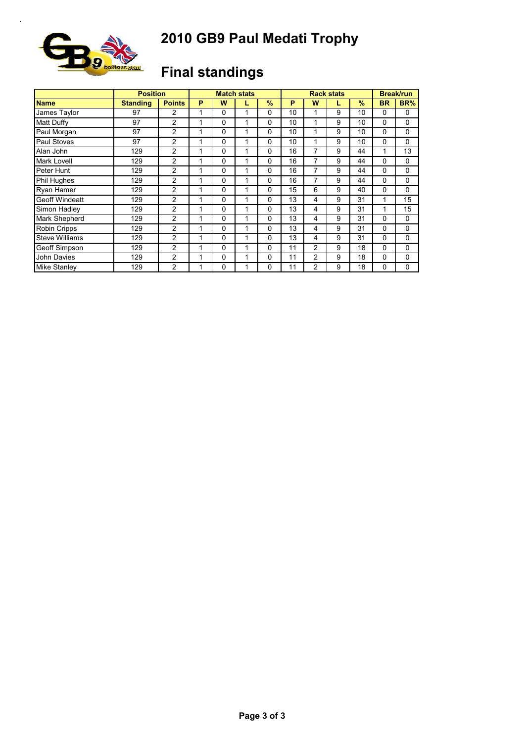# 2010 GB9 Paul Medati Trophy

## Final standings

| | Position | | Match stats | | | | Rack stats | | | | Break/run | |
|---|---|---|---|---|---|---|---|---|---|---|---|---|
| **Name** | **Standing** | **Points** | **P** | **W** | **L** | **%** | **P** | **W** | **L** | **%** | **BR** | **BR%** |
| James Taylor | 97 | 2 | 1 | 0 | 1 | 0 | 10 | 1 | 9 | 10 | 0 | 0 |
| Matt Duffy | 97 | 2 | 1 | 0 | 1 | 0 | 10 | 1 | 9 | 10 | 0 | 0 |
| Paul Morgan | 97 | 2 | 1 | 0 | 1 | 0 | 10 | 1 | 9 | 10 | 0 | 0 |
| Paul Stoves | 97 | 2 | 1 | 0 | 1 | 0 | 10 | 1 | 9 | 10 | 0 | 0 |
| Alan John | 129 | 2 | 1 | 0 | 1 | 0 | 16 | 7 | 9 | 44 | 1 | 13 |
| Mark Lovell | 129 | 2 | 1 | 0 | 1 | 0 | 16 | 7 | 9 | 44 | 0 | 0 |
| Peter Hunt | 129 | 2 | 1 | 0 | 1 | 0 | 16 | 7 | 9 | 44 | 0 | 0 |
| Phil Hughes | 129 | 2 | 1 | 0 | 1 | 0 | 16 | 7 | 9 | 44 | 0 | 0 |
| Ryan Hamer | 129 | 2 | 1 | 0 | 1 | 0 | 15 | 6 | 9 | 40 | 0 | 0 |
| Geoff Windeatt | 129 | 2 | 1 | 0 | 1 | 0 | 13 | 4 | 9 | 31 | 1 | 15 |
| Simon Hadley | 129 | 2 | 1 | 0 | 1 | 0 | 13 | 4 | 9 | 31 | 1 | 15 |
| Mark Shepherd | 129 | 2 | 1 | 0 | 1 | 0 | 13 | 4 | 9 | 31 | 0 | 0 |
| Robin Cripps | 129 | 2 | 1 | 0 | 1 | 0 | 13 | 4 | 9 | 31 | 0 | 0 |
| Steve Williams | 129 | 2 | 1 | 0 | 1 | 0 | 13 | 4 | 9 | 31 | 0 | 0 |
| Geoff Simpson | 129 | 2 | 1 | 0 | 1 | 0 | 11 | 2 | 9 | 18 | 0 | 0 |
| John Davies | 129 | 2 | 1 | 0 | 1 | 0 | 11 | 2 | 9 | 18 | 0 | 0 |
| Mike Stanley | 129 | 2 | 1 | 0 | 1 | 0 | 11 | 2 | 9 | 18 | 0 | 0 |